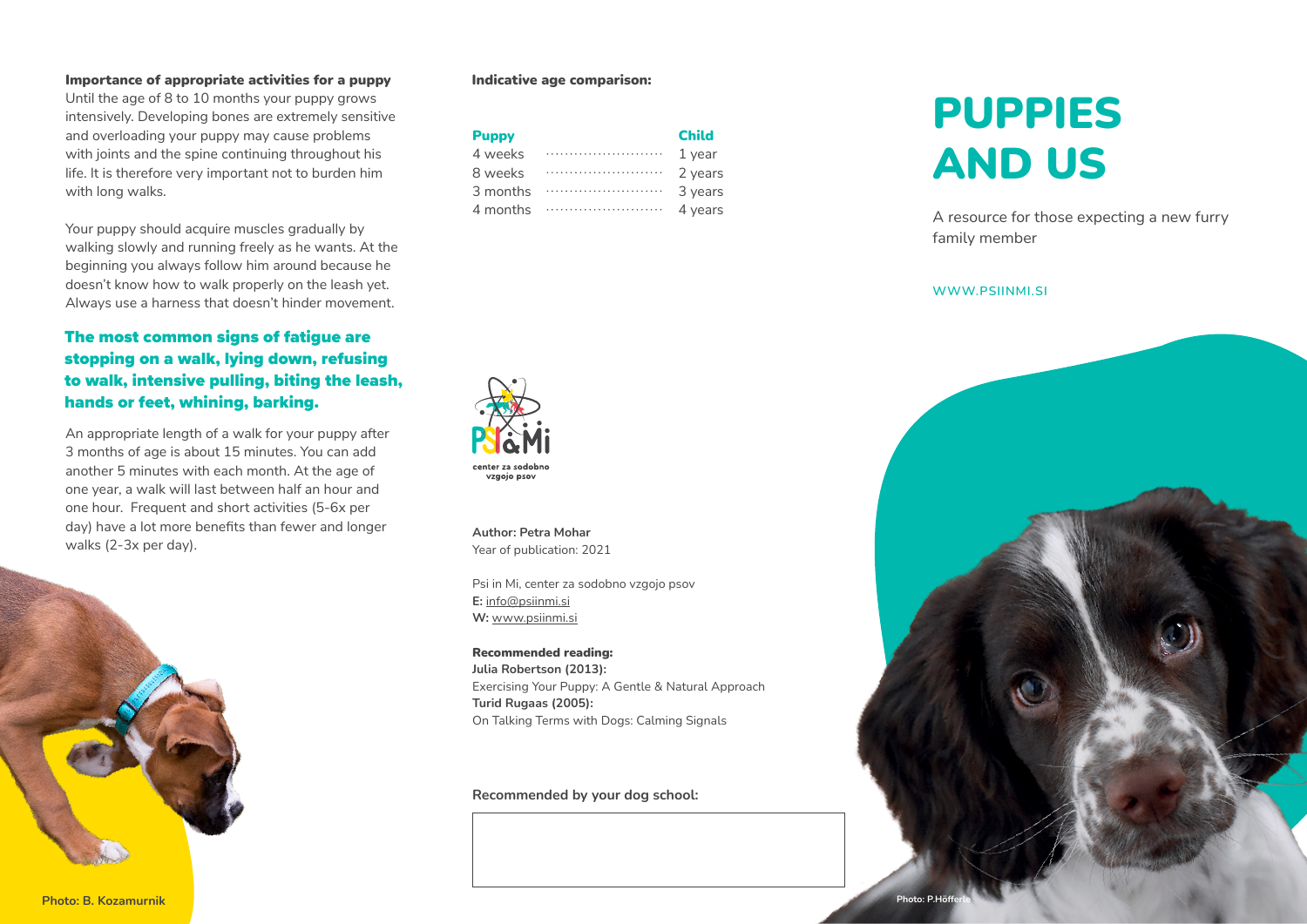### Importance of appropriate activities for a puppy

Until the age of 8 to 10 months your puppy grows intensively. Developing bones are extremely sensitive and overloading your puppy may cause problems with joints and the spine continuing throughout his life. It is therefore very important not to burden him with long walks.

Your puppy should acquire muscles gradually by walking slowly and running freely as he wants. At the beginning you always follow him around because he doesn't know how to walk properly on the leash yet. Always use a harness that doesn't hinder movement.

## The most common signs of fatigue are stopping on a walk, lying down, refusing to walk, intensive pulling, biting the leash, hands or feet, whining, barking.

An appropriate length of a walk for your puppy after 3 months of age is about 15 minutes. You can add another 5 minutes with each month. At the age of one year, a walk will last between half an hour and one hour. Frequent and short activities (5-6x per day) have a lot more benefits than fewer and longer walks (2-3x per day).

Photo: B. Kozamurnik

**Indicative age comparison:**

| Puppy | Child |
|---|---|
| 4 weeks | 1 year |
| 8 weeks | 2 years |
| 3 months | 3 years |
| 4 months | 4 years |

PSI & MI
center za sodobno vzgojo psov

**Author: Petra Mohar**
Year of publication: 2021

Psi in Mi, center za sodobno vzgojo psov
**E:** info@psiinmi.si
**W:** www.psiinmi.si

**Recommended reading:**
**Julia Robertson (2013):**
Exercising Your Puppy: A Gentle & Natural Approach
**Turid Rugaas (2005):**
On Talking Terms with Dogs: Calming Signals

**Recommended by your dog school:**

# PUPPIES AND US

A resource for those expecting a new furry family member

WWW.PSIINMI.SI

Photo: P.Höfferle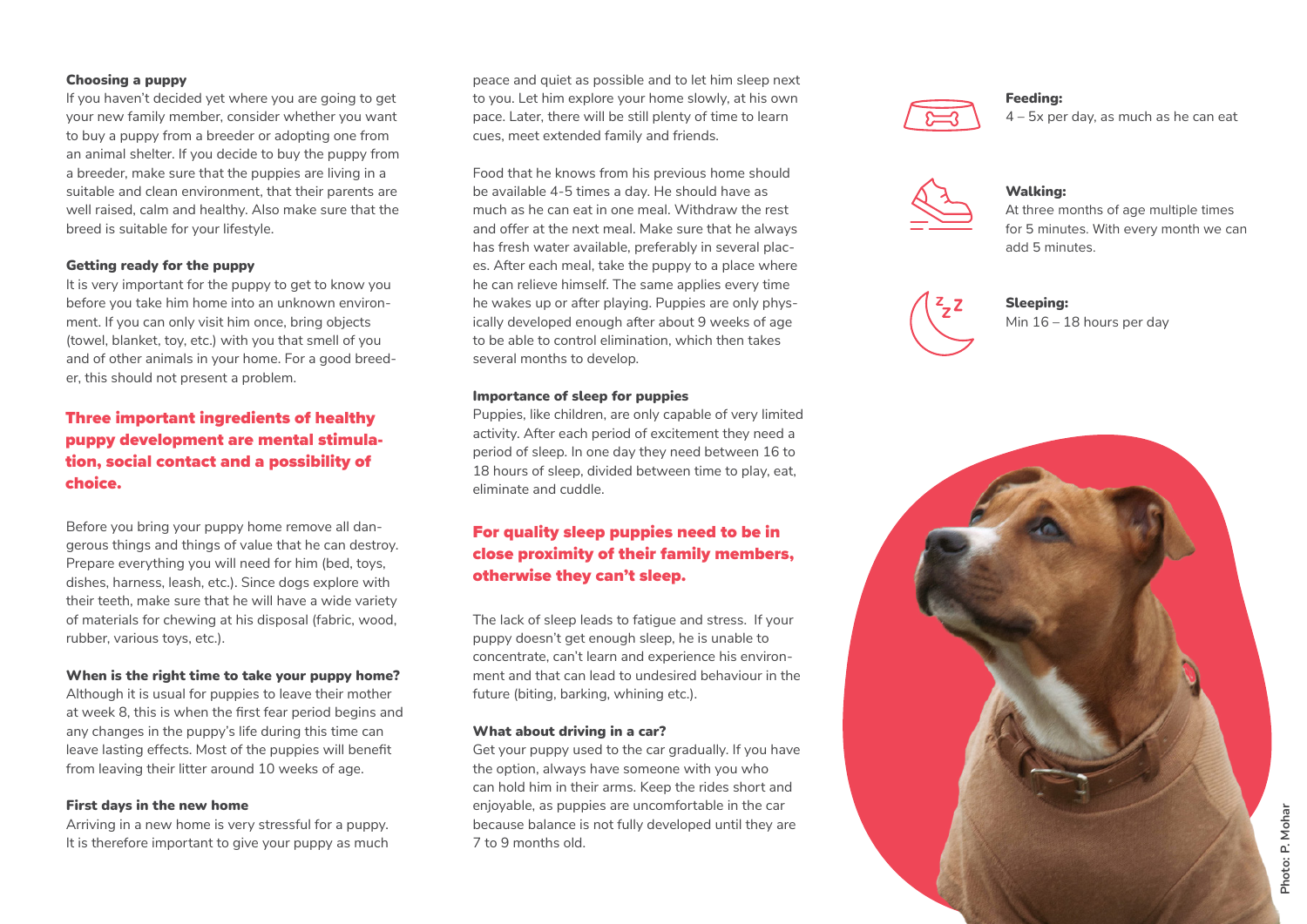### Choosing a puppy

If you haven't decided yet where you are going to get your new family member, consider whether you want to buy a puppy from a breeder or adopting one from an animal shelter. If you decide to buy the puppy from a breeder, make sure that the puppies are living in a suitable and clean environment, that their parents are well raised, calm and healthy. Also make sure that the breed is suitable for your lifestyle.

### Getting ready for the puppy

It is very important for the puppy to get to know you before you take him home into an unknown environment. If you can only visit him once, bring objects (towel, blanket, toy, etc.) with you that smell of you and of other animals in your home. For a good breeder, this should not present a problem.

**Three important ingredients of healthy puppy development are mental stimulation, social contact and a possibility of choice.**

Before you bring your puppy home remove all dangerous things and things of value that he can destroy. Prepare everything you will need for him (bed, toys, dishes, harness, leash, etc.). Since dogs explore with their teeth, make sure that he will have a wide variety of materials for chewing at his disposal (fabric, wood, rubber, various toys, etc.).

### When is the right time to take your puppy home?

Although it is usual for puppies to leave their mother at week 8, this is when the first fear period begins and any changes in the puppy's life during this time can leave lasting effects. Most of the puppies will benefit from leaving their litter around 10 weeks of age.

### First days in the new home

Arriving in a new home is very stressful for a puppy. It is therefore important to give your puppy as much peace and quiet as possible and to let him sleep next to you. Let him explore your home slowly, at his own pace. Later, there will be still plenty of time to learn cues, meet extended family and friends.

Food that he knows from his previous home should be available 4-5 times a day. He should have as much as he can eat in one meal. Withdraw the rest and offer at the next meal. Make sure that he always has fresh water available, preferably in several places. After each meal, take the puppy to a place where he can relieve himself. The same applies every time he wakes up or after playing. Puppies are only physically developed enough after about 9 weeks of age to be able to control elimination, which then takes several months to develop.

### Importance of sleep for puppies

Puppies, like children, are only capable of very limited activity. After each period of excitement they need a period of sleep. In one day they need between 16 to 18 hours of sleep, divided between time to play, eat, eliminate and cuddle.

**For quality sleep puppies need to be in close proximity of their family members, otherwise they can't sleep.**

The lack of sleep leads to fatigue and stress. If your puppy doesn't get enough sleep, he is unable to concentrate, can't learn and experience his environment and that can lead to undesired behaviour in the future (biting, barking, whining etc.).

### What about driving in a car?

Get your puppy used to the car gradually. If you have the option, always have someone with you who can hold him in their arms. Keep the rides short and enjoyable, as puppies are uncomfortable in the car because balance is not fully developed until they are 7 to 9 months old.

**Feeding:**
4 – 5x per day, as much as he can eat

**Walking:**
At three months of age multiple times for 5 minutes. With every month we can add 5 minutes.

**Sleeping:**
Min 16 – 18 hours per day

Photo: P. Mohar